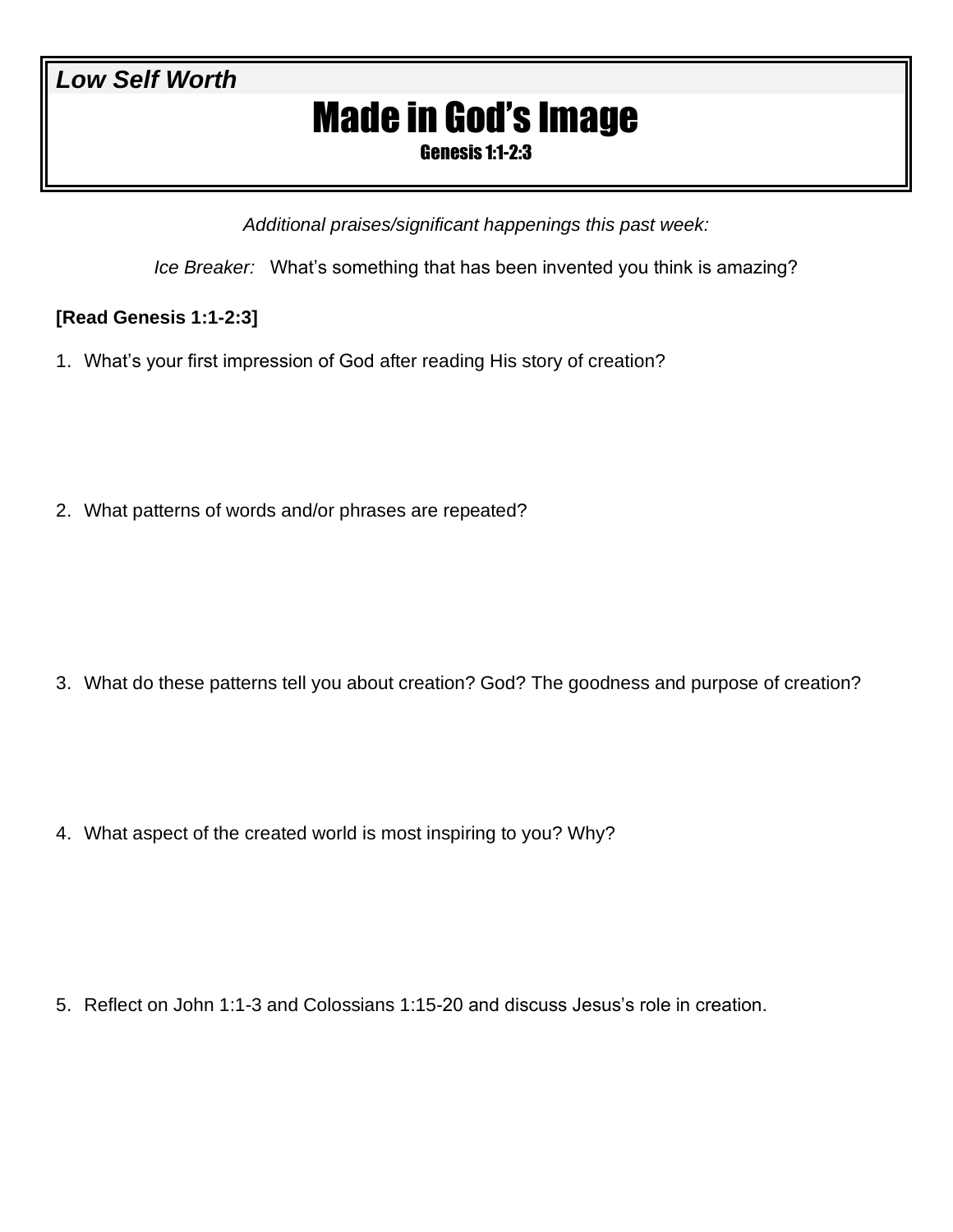***Low Self Worth***

# Made in God's Image

### Genesis 1:1-2:3

*Additional praises/significant happenings this past week:*

*Ice Breaker:* What's something that has been invented you think is amazing?

**[Read Genesis 1:1-2:3]**

1. What's your first impression of God after reading His story of creation?

2. What patterns of words and/or phrases are repeated?

3. What do these patterns tell you about creation? God? The goodness and purpose of creation?

4. What aspect of the created world is most inspiring to you? Why?

5. Reflect on John 1:1-3 and Colossians 1:15-20 and discuss Jesus's role in creation.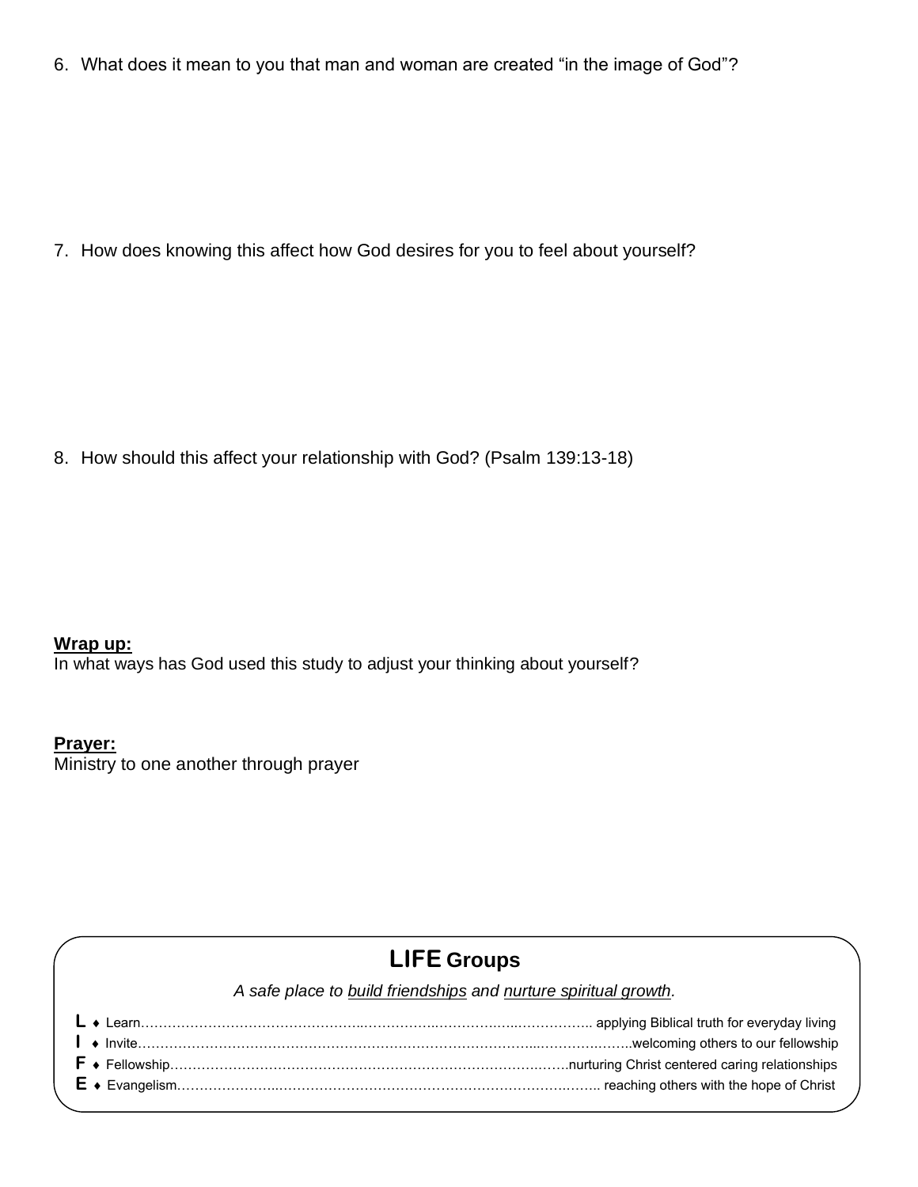6. What does it mean to you that man and woman are created "in the image of God"?

7. How does knowing this affect how God desires for you to feel about yourself?

8. How should this affect your relationship with God? (Psalm 139:13-18)

**<u>Wrap up:</u>**
In what ways has God used this study to adjust your thinking about yourself?

**<u>Prayer:</u>**
Ministry to one another through prayer

## **LIFE Groups**

*A safe place to <u>build friendships</u> and <u>nurture spiritual growth</u>.*

**L** ♦ Learn……………………………………………………………………………… applying Biblical truth for everyday living
**I** ♦ Invite…………………………………………………………………………………welcoming others to our fellowship
**F** ♦ Fellowship……………………………………………………………………………nurturing Christ centered caring relationships
**E** ♦ Evangelism…………………………………………………………………………… reaching others with the hope of Christ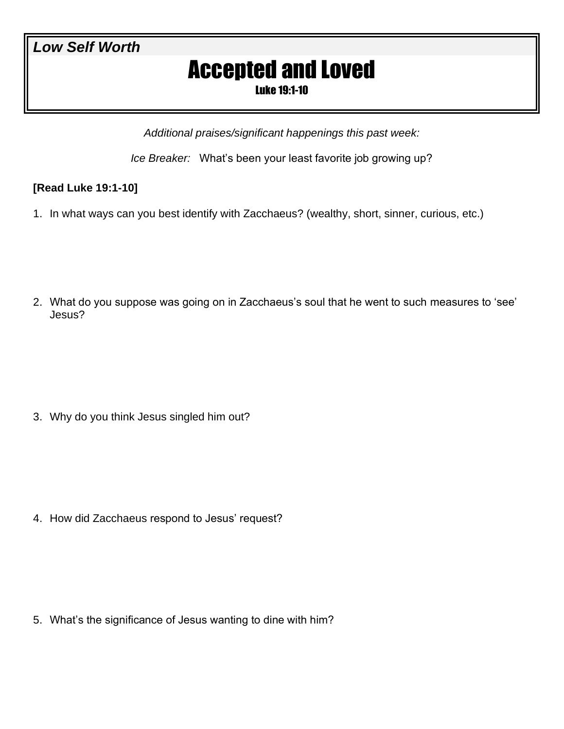***Low Self Worth***

# Accepted and Loved

### Luke 19:1-10

*Additional praises/significant happenings this past week:*

*Ice Breaker:* What's been your least favorite job growing up?

**[Read Luke 19:1-10]**

1. In what ways can you best identify with Zacchaeus? (wealthy, short, sinner, curious, etc.)

2. What do you suppose was going on in Zacchaeus's soul that he went to such measures to 'see' Jesus?

3. Why do you think Jesus singled him out?

4. How did Zacchaeus respond to Jesus' request?

5. What's the significance of Jesus wanting to dine with him?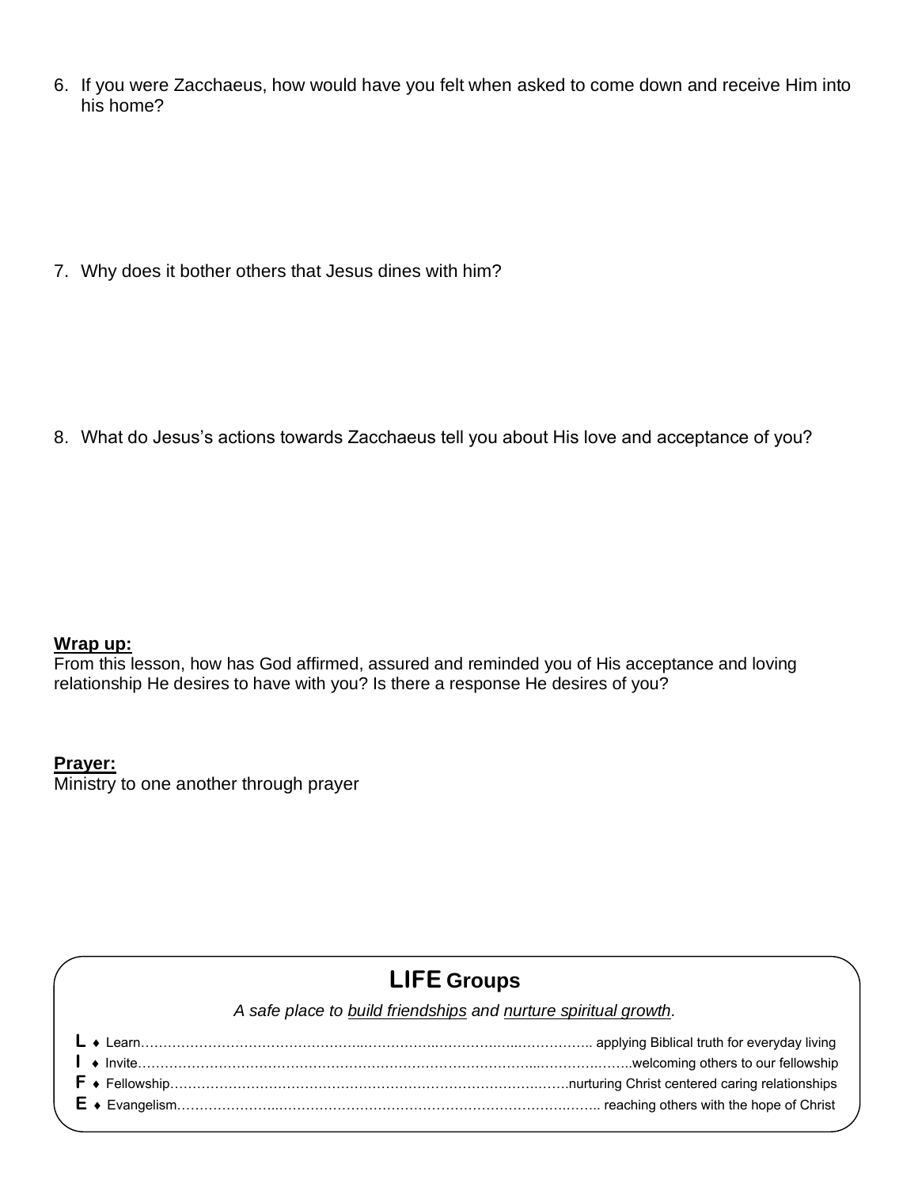6. If you were Zacchaeus, how would have you felt when asked to come down and receive Him into his home?

7. Why does it bother others that Jesus dines with him?

8. What do Jesus's actions towards Zacchaeus tell you about His love and acceptance of you?

**Wrap up:**

From this lesson, how has God affirmed, assured and reminded you of His acceptance and loving relationship He desires to have with you? Is there a response He desires of you?

**Prayer:**

Ministry to one another through prayer

## LIFE Groups

*A safe place to build friendships and nurture spiritual growth.*

**L** ♦ Learn…………………………………………… applying Biblical truth for everyday living

**I** ♦ Invite……………………………………………welcoming others to our fellowship

**F** ♦ Fellowship……………………………………nurturing Christ centered caring relationships

**E** ♦ Evangelism…………………………………… reaching others with the hope of Christ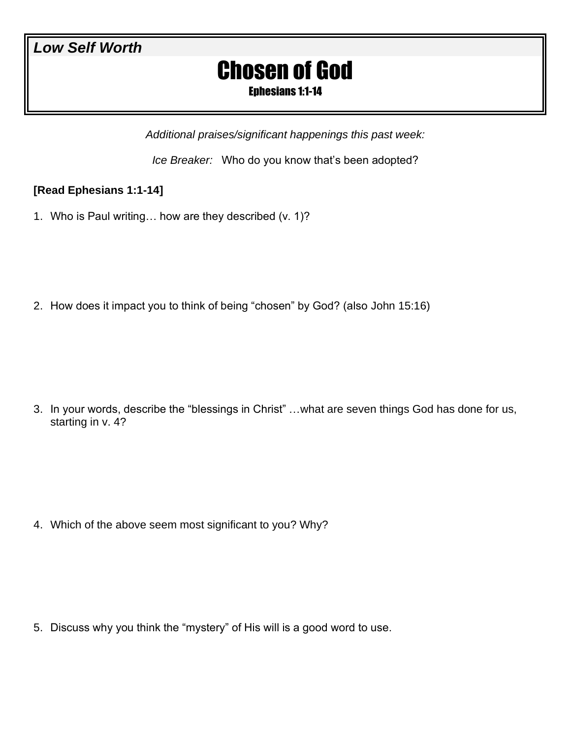***Low Self Worth***

# Chosen of God

### Ephesians 1:1-14

*Additional praises/significant happenings this past week:*

*Ice Breaker:* Who do you know that's been adopted?

**[Read Ephesians 1:1-14]**

1. Who is Paul writing… how are they described (v. 1)?

2. How does it impact you to think of being "chosen" by God? (also John 15:16)

3. In your words, describe the "blessings in Christ" …what are seven things God has done for us, starting in v. 4?

4. Which of the above seem most significant to you? Why?

5. Discuss why you think the "mystery" of His will is a good word to use.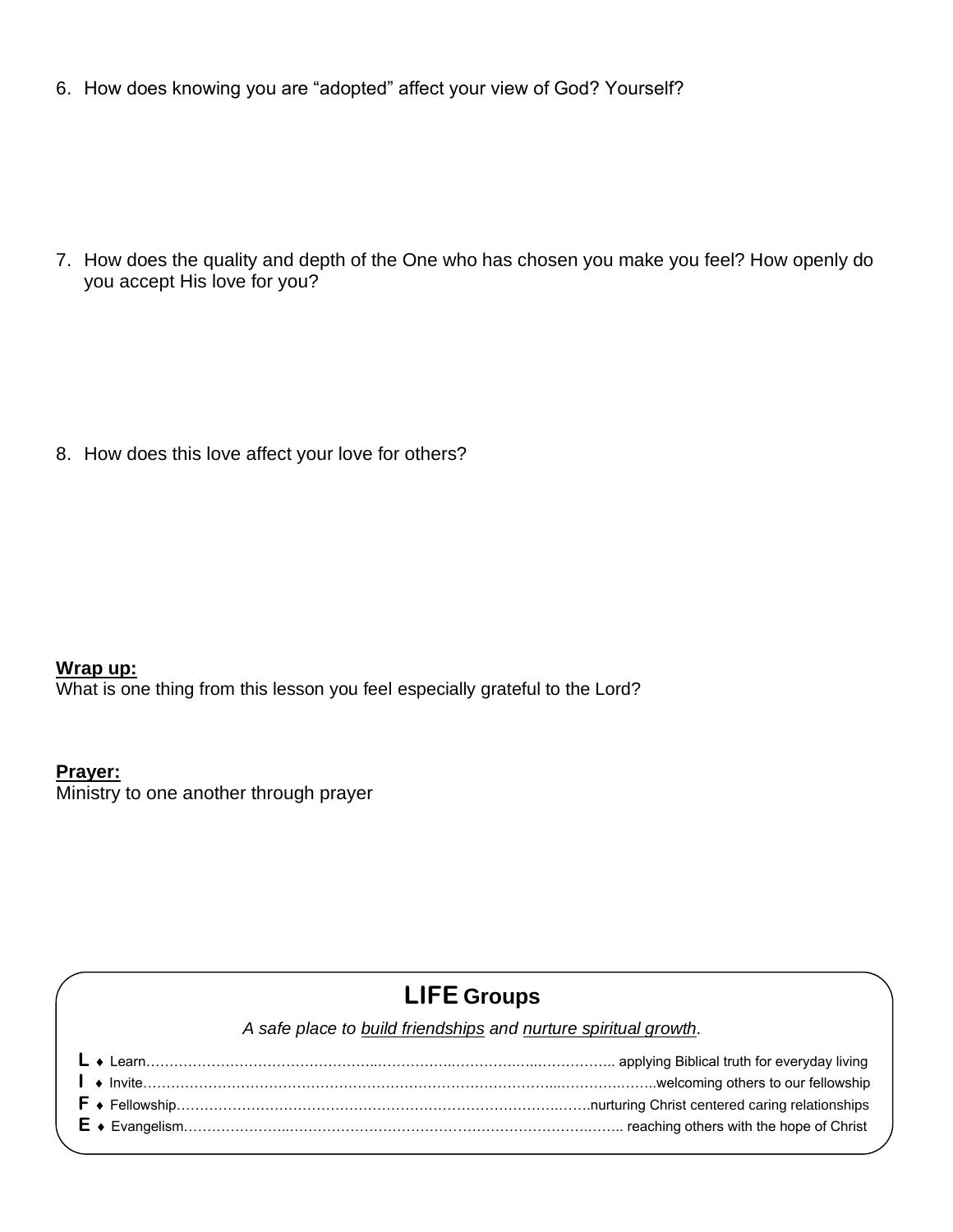6. How does knowing you are "adopted" affect your view of God? Yourself?

7. How does the quality and depth of the One who has chosen you make you feel? How openly do you accept His love for you?

8. How does this love affect your love for others?

**Wrap up:**
What is one thing from this lesson you feel especially grateful to the Lord?

**Prayer:**
Ministry to one another through prayer

## **LIFE Groups**

*A safe place to build friendships and nurture spiritual growth.*

**L** ♦ Learn……………………………………………… applying Biblical truth for everyday living
**I** ♦ Invite……………………………………………… welcoming others to our fellowship
**F** ♦ Fellowship……………………………………………… nurturing Christ centered caring relationships
**E** ♦ Evangelism……………………………………………… reaching others with the hope of Christ